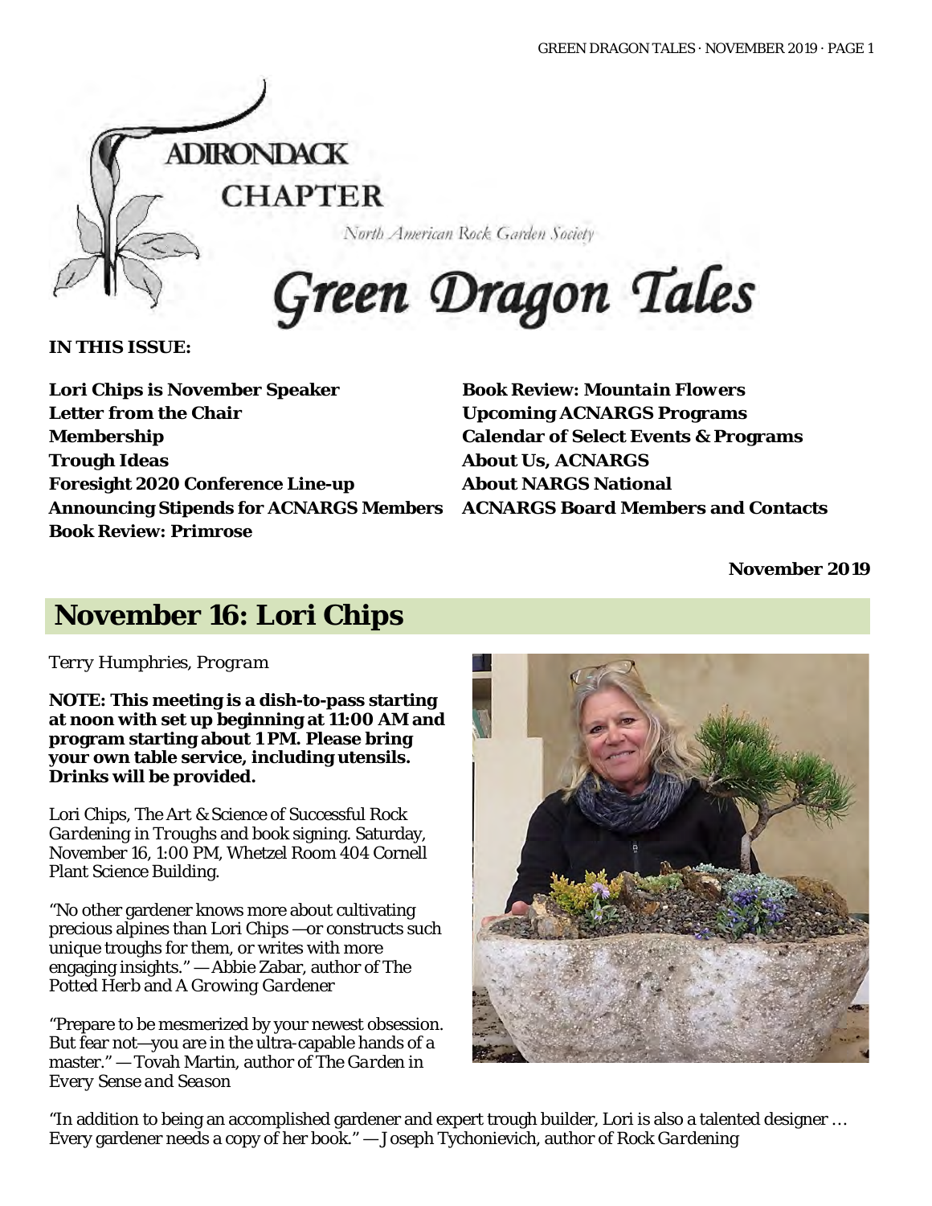ADIRONDACK CHAPTER

North American Rock Garden Society

# Green Dragon Tales

**IN THIS ISSUE:**

**Lori Chips is November Speaker**
**Letter from the Chair**
**Membership**
**Trough Ideas**
**Foresight 2020 Conference Line-up**
**Announcing Stipends for ACNARGS Members**
**Book Review: Primrose**
**Book Review: *Mountain Flowers***
**Upcoming ACNARGS Programs**
**Calendar of Select Events & Programs**
**About Us, ACNARGS**
**About NARGS National**
**ACNARGS Board Members and Contacts**

**November 2019**

## November 16: Lori Chips

*Terry Humphries, Program*

**NOTE: This meeting is a dish-to-pass starting at noon with set up beginning at 11:00 AM and program starting about 1 PM. Please bring your own table service, including utensils. Drinks will be provided.**

Lori Chips, *The Art & Science of Successful Rock Gardening in Troughs* and book signing. Saturday, November 16, 1:00 PM, Whetzel Room 404 Cornell Plant Science Building.

"No other gardener knows more about cultivating precious alpines than Lori Chips —or constructs such unique troughs for them, or writes with more engaging insights." —Abbie Zabar, author of *The Potted Herb* and *A Growing Gardener*

"Prepare to be mesmerized by your newest obsession. But fear not—you are in the ultra-capable hands of a master." —Tovah Martin, author of *The Garden in Every Sense and Season*

"In addition to being an accomplished gardener and expert trough builder, Lori is also a talented designer … Every gardener needs a copy of her book." —Joseph Tychonievich, author of *Rock Gardening*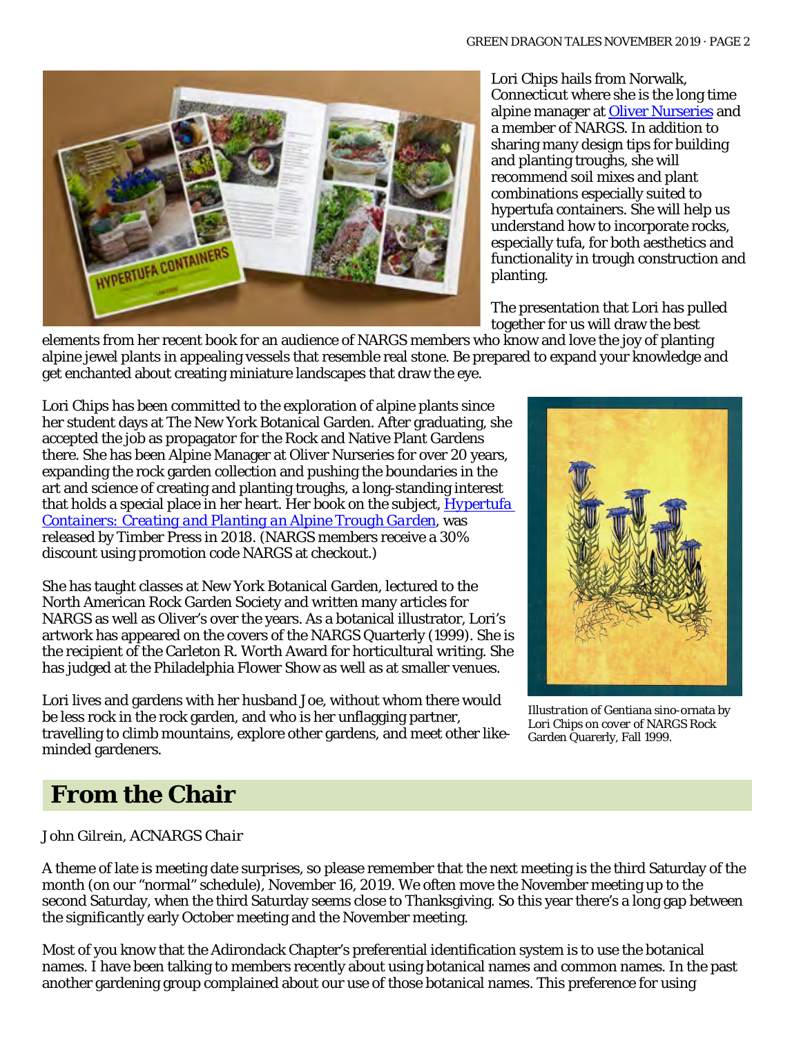Lori Chips hails from Norwalk, Connecticut where she is the long time alpine manager at [Oliver Nurseries]() and a member of NARGS. In addition to sharing many design tips for building and planting troughs, she will recommend soil mixes and plant combinations especially suited to hypertufa containers. She will help us understand how to incorporate rocks, especially tufa, for both aesthetics and functionality in trough construction and planting.

The presentation that Lori has pulled together for us will draw the best elements from her recent book for an audience of NARGS members who know and love the joy of planting alpine jewel plants in appealing vessels that resemble real stone. Be prepared to expand your knowledge and get enchanted about creating miniature landscapes that draw the eye.

Lori Chips has been committed to the exploration of alpine plants since her student days at The New York Botanical Garden. After graduating, she accepted the job as propagator for the Rock and Native Plant Gardens there. She has been Alpine Manager at Oliver Nurseries for over 20 years, expanding the rock garden collection and pushing the boundaries in the art and science of creating and planting troughs, a long-standing interest that holds a special place in her heart. Her book on the subject, [*Hypertufa Containers: Creating and Planting an Alpine Trough Garden*](), was released by Timber Press in 2018. (NARGS members receive a 30% discount using promotion code NARGS at checkout.)

She has taught classes at New York Botanical Garden, lectured to the North American Rock Garden Society and written many articles for NARGS as well as Oliver's over the years. As a botanical illustrator, Lori's artwork has appeared on the covers of the NARGS Quarterly (1999). She is the recipient of the Carleton R. Worth Award for horticultural writing. She has judged at the Philadelphia Flower Show as well as at smaller venues.

Lori lives and gardens with her husband Joe, without whom there would be less rock in the rock garden, and who is her unflagging partner, travelling to climb mountains, explore other gardens, and meet other like-minded gardeners.

*Illustration of Gentiana sino-ornata by Lori Chips on cover of NARGS Rock Garden Quarerly, Fall 1999.*

# From the Chair

*John Gilrein, ACNARGS Chair*

A theme of late is meeting date surprises, so please remember that the next meeting is the third Saturday of the month (on our "normal" schedule), November 16, 2019. We often move the November meeting up to the second Saturday, when the third Saturday seems close to Thanksgiving. So this year there's a long gap between the significantly early October meeting and the November meeting.

Most of you know that the Adirondack Chapter's preferential identification system is to use the botanical names. I have been talking to members recently about using botanical names and common names. In the past another gardening group complained about our use of those botanical names. This preference for using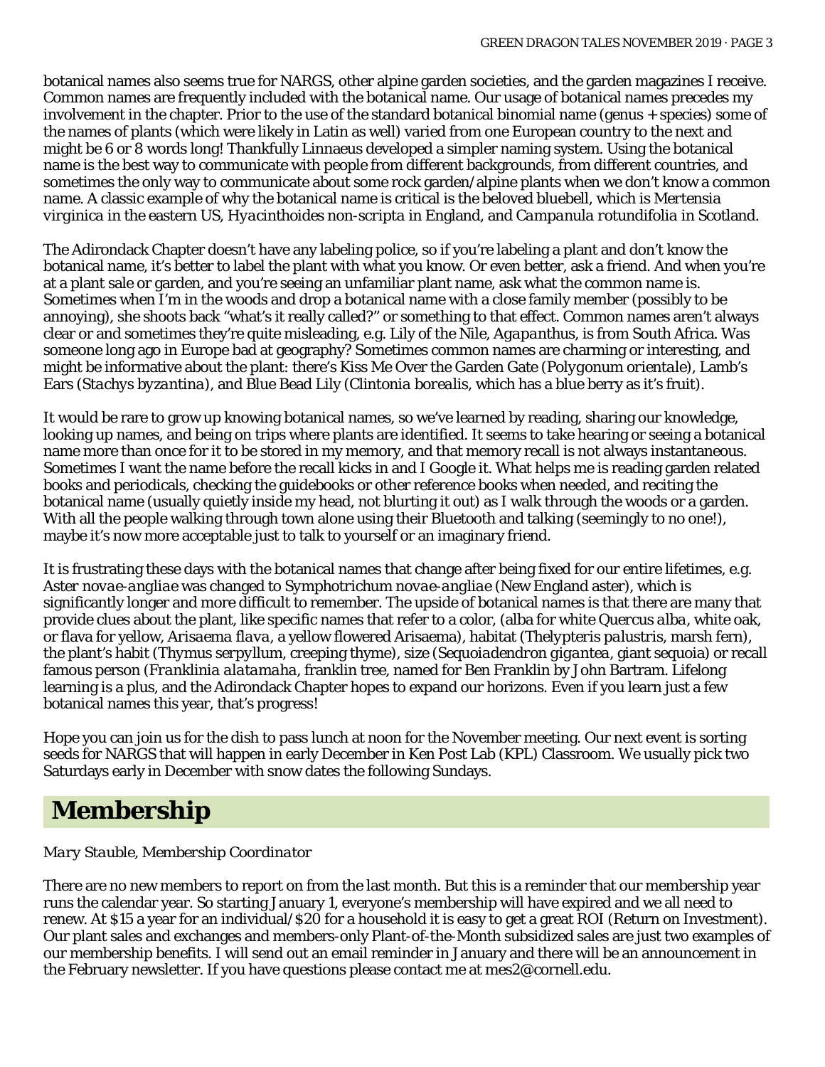botanical names also seems true for NARGS, other alpine garden societies, and the garden magazines I receive. Common names are frequently included with the botanical name. Our usage of botanical names precedes my involvement in the chapter. Prior to the use of the standard botanical binomial name (genus + species) some of the names of plants (which were likely in Latin as well) varied from one European country to the next and might be 6 or 8 words long! Thankfully Linnaeus developed a simpler naming system. Using the botanical name is the best way to communicate with people from different backgrounds, from different countries, and sometimes the only way to communicate about some rock garden/alpine plants when we don't know a common name. A classic example of why the botanical name is critical is the beloved bluebell, which is *Mertensia virginica* in the eastern US, *Hyacinthoides non-scripta* in England, and *Campanula rotundifolia* in Scotland.

The Adirondack Chapter doesn't have any labeling police, so if you're labeling a plant and don't know the botanical name, it's better to label the plant with what you know. Or even better, ask a friend. And when you're at a plant sale or garden, and you're seeing an unfamiliar plant name, ask what the common name is. Sometimes when I'm in the woods and drop a botanical name with a close family member (possibly to be annoying), she shoots back "what's it really called?" or something to that effect. Common names aren't always clear or and sometimes they're quite misleading, e.g. Lily of the Nile, *Agapanthus*, is from South Africa. Was someone long ago in Europe bad at geography? Sometimes common names are charming or interesting, and might be informative about the plant: there's Kiss Me Over the Garden Gate (*Polygonum orientale*), Lamb's Ears (*Stachys byzantina*), and Blue Bead Lily (*Clintonia borealis*, which has a blue berry as it's fruit).

It would be rare to grow up knowing botanical names, so we've learned by reading, sharing our knowledge, looking up names, and being on trips where plants are identified. It seems to take hearing or seeing a botanical name more than once for it to be stored in my memory, and that memory recall is not always instantaneous. Sometimes I want the name before the recall kicks in and I Google it. What helps me is reading garden related books and periodicals, checking the guidebooks or other reference books when needed, and reciting the botanical name (usually quietly inside my head, not blurting it out) as I walk through the woods or a garden. With all the people walking through town alone using their Bluetooth and talking (seemingly to no one!), maybe it's now more acceptable just to talk to yourself or an imaginary friend.

It is frustrating these days with the botanical names that change after being fixed for our entire lifetimes, e.g. *Aster novae-angliae* was changed to *Symphotrichum novae-angliae* (New England aster), which is significantly longer and more difficult to remember. The upside of botanical names is that there are many that provide clues about the plant, like specific names that refer to a color, (alba for white *Quercus alba*, white oak, or flava for yellow, *Arisaema flava*, a yellow flowered Arisaema), habitat (*Thelypteris palustris*, marsh fern), the plant's habit (Thymus serpyllum, creeping thyme), size (*Sequoiadendron gigantea*, giant sequoia) or recall famous person (*Franklinia alatamaha*, franklin tree, named for Ben Franklin by John Bartram. Lifelong learning is a plus, and the Adirondack Chapter hopes to expand our horizons. Even if you learn just a few botanical names this year, that's progress!

Hope you can join us for the dish to pass lunch at noon for the November meeting. Our next event is sorting seeds for NARGS that will happen in early December in Ken Post Lab (KPL) Classroom. We usually pick two Saturdays early in December with snow dates the following Sundays.

# Membership

*Mary Stauble, Membership Coordinator*

There are no new members to report on from the last month. But this is a reminder that our membership year runs the calendar year. So starting January 1, everyone's membership will have expired and we all need to renew. At $15 a year for an individual/$20 for a household it is easy to get a great ROI (Return on Investment). Our plant sales and exchanges and members-only Plant-of-the-Month subsidized sales are just two examples of our membership benefits. I will send out an email reminder in January and there will be an announcement in the February newsletter. If you have questions please contact me at mes2@cornell.edu.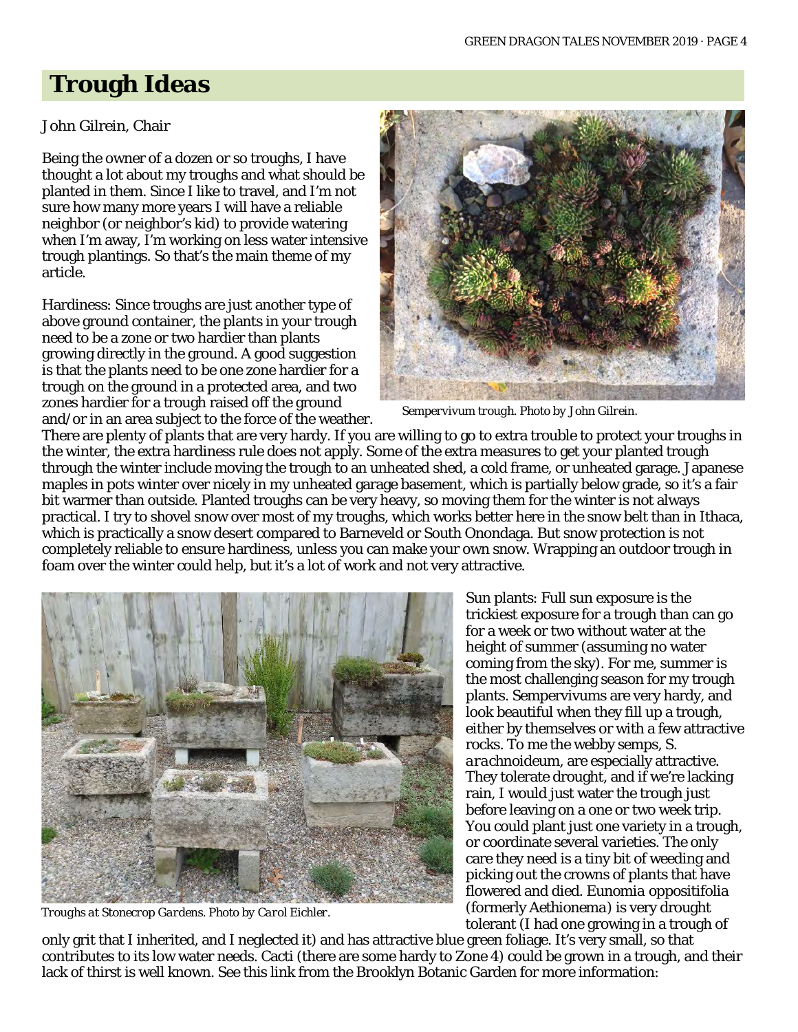# Trough Ideas

John Gilrein, Chair

Being the owner of a dozen or so troughs, I have thought a lot about my troughs and what should be planted in them. Since I like to travel, and I'm not sure how many more years I will have a reliable neighbor (or neighbor's kid) to provide watering when I'm away, I'm working on less water intensive trough plantings. So that's the main theme of my article.

Hardiness: Since troughs are just another type of above ground container, the plants in your trough need to be a zone or two hardier than plants growing directly in the ground. A good suggestion is that the plants need to be one zone hardier for a trough on the ground in a protected area, and two zones hardier for a trough raised off the ground and/or in an area subject to the force of the weather. There are plenty of plants that are very hardy. If you are willing to go to extra trouble to protect your troughs in the winter, the extra hardiness rule does not apply. Some of the extra measures to get your planted trough through the winter include moving the trough to an unheated shed, a cold frame, or unheated garage. Japanese maples in pots winter over nicely in my unheated garage basement, which is partially below grade, so it's a fair bit warmer than outside. Planted troughs can be very heavy, so moving them for the winter is not always practical. I try to shovel snow over most of my troughs, which works better here in the snow belt than in Ithaca, which is practically a snow desert compared to Barneveld or South Onondaga. But snow protection is not completely reliable to ensure hardiness, unless you can make your own snow. Wrapping an outdoor trough in foam over the winter could help, but it's a lot of work and not very attractive.

*Sempervivum trough. Photo by John Gilrein.*

*Troughs at Stonecrop Gardens. Photo by Carol Eichler.*

Sun plants: Full sun exposure is the trickiest exposure for a trough than can go for a week or two without water at the height of summer (assuming no water coming from the sky). For me, summer is the most challenging season for my trough plants. Sempervivums are very hardy, and look beautiful when they fill up a trough, either by themselves or with a few attractive rocks. To me the webby semps, *S. arachnoideum*, are especially attractive. They tolerate drought, and if we're lacking rain, I would just water the trough just before leaving on a one or two week trip. You could plant just one variety in a trough, or coordinate several varieties. The only care they need is a tiny bit of weeding and picking out the crowns of plants that have flowered and died. Eunomia oppositifolia (formerly Aethionema) is very drought tolerant (I had one growing in a trough of only grit that I inherited, and I neglected it) and has attractive blue green foliage. It's very small, so that contributes to its low water needs. Cacti (there are some hardy to Zone 4) could be grown in a trough, and their lack of thirst is well known. See this link from the Brooklyn Botanic Garden for more information: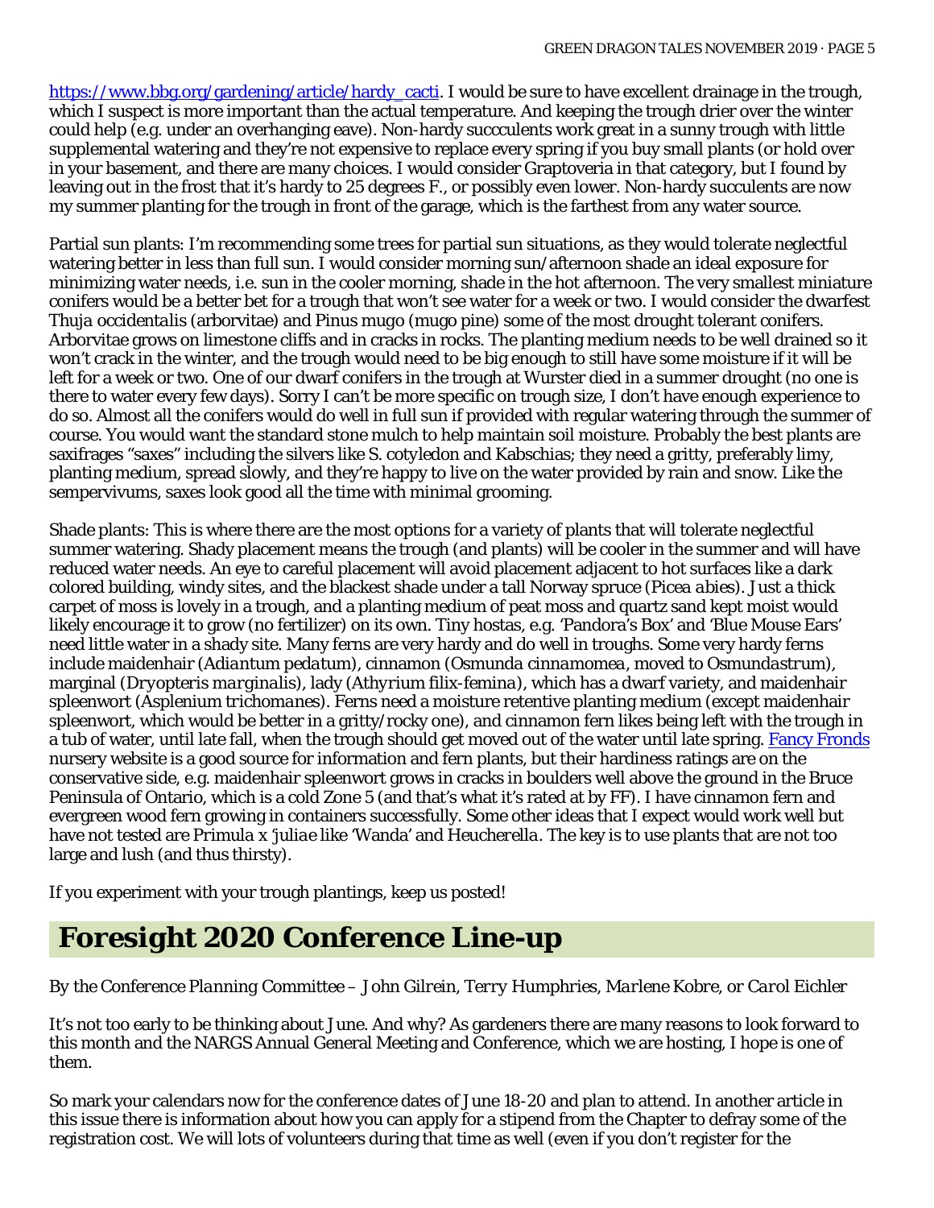https://www.bbg.org/gardening/article/hardy_cacti. I would be sure to have excellent drainage in the trough, which I suspect is more important than the actual temperature. And keeping the trough drier over the winter could help (e.g. under an overhanging eave). Non-hardy succulents work great in a sunny trough with little supplemental watering and they're not expensive to replace every spring if you buy small plants (or hold over in your basement, and there are many choices. I would consider Graptoveria in that category, but I found by leaving out in the frost that it's hardy to 25 degrees F., or possibly even lower. Non-hardy succulents are now my summer planting for the trough in front of the garage, which is the farthest from any water source.

Partial sun plants: I'm recommending some trees for partial sun situations, as they would tolerate neglectful watering better in less than full sun. I would consider morning sun/afternoon shade an ideal exposure for minimizing water needs, i.e. sun in the cooler morning, shade in the hot afternoon. The very smallest miniature conifers would be a better bet for a trough that won't see water for a week or two. I would consider the dwarfest *Thuja occidentalis* (arborvitae) and *Pinus mugo* (mugo pine) some of the most drought tolerant conifers. Arborvitae grows on limestone cliffs and in cracks in rocks. The planting medium needs to be well drained so it won't crack in the winter, and the trough would need to be big enough to still have some moisture if it will be left for a week or two. One of our dwarf conifers in the trough at Wurster died in a summer drought (no one is there to water every few days). Sorry I can't be more specific on trough size, I don't have enough experience to do so. Almost all the conifers would do well in full sun if provided with regular watering through the summer of course. You would want the standard stone mulch to help maintain soil moisture. Probably the best plants are saxifrages "saxes" including the silvers like S. cotyledon and Kabschias; they need a gritty, preferably limy, planting medium, spread slowly, and they're happy to live on the water provided by rain and snow. Like the sempervivums, saxes look good all the time with minimal grooming.

Shade plants: This is where there are the most options for a variety of plants that will tolerate neglectful summer watering. Shady placement means the trough (and plants) will be cooler in the summer and will have reduced water needs. An eye to careful placement will avoid placement adjacent to hot surfaces like a dark colored building, windy sites, and the blackest shade under a tall Norway spruce (*Picea abies*). Just a thick carpet of moss is lovely in a trough, and a planting medium of peat moss and quartz sand kept moist would likely encourage it to grow (no fertilizer) on its own. Tiny hostas, e.g. 'Pandora's Box' and 'Blue Mouse Ears' need little water in a shady site. Many ferns are very hardy and do well in troughs. Some very hardy ferns include maidenhair (*Adiantum pedatum*), cinnamon (*Osmunda cinnamomea*, moved to *Osmundastrum*), marginal (*Dryopteris marginalis*), lady (*Athyrium filix-femina*), which has a dwarf variety, and maidenhair spleenwort (*Asplenium trichomanes*). Ferns need a moisture retentive planting medium (except maidenhair spleenwort, which would be better in a gritty/rocky one), and cinnamon fern likes being left with the trough in a tub of water, until late fall, when the trough should get moved out of the water until late spring. Fancy Fronds nursery website is a good source for information and fern plants, but their hardiness ratings are on the conservative side, e.g. maidenhair spleenwort grows in cracks in boulders well above the ground in the Bruce Peninsula of Ontario, which is a cold Zone 5 (and that's what it's rated at by FF). I have cinnamon fern and evergreen wood fern growing in containers successfully. Some other ideas that I expect would work well but have not tested are *Primula x 'juliae* like 'Wanda' and *Heucherella*. The key is to use plants that are not too large and lush (and thus thirsty).

If you experiment with your trough plantings, keep us posted!

## Foresight 2020 Conference Line-up

*By the Conference Planning Committee – John Gilrein, Terry Humphries, Marlene Kobre, or Carol Eichler*

It's not too early to be thinking about June. And why? As gardeners there are many reasons to look forward to this month and the NARGS Annual General Meeting and Conference, which we are hosting, I hope is one of them.

So mark your calendars now for the conference dates of June 18-20 and plan to attend. In another article in this issue there is information about how you can apply for a stipend from the Chapter to defray some of the registration cost. We will lots of volunteers during that time as well (even if you don't register for the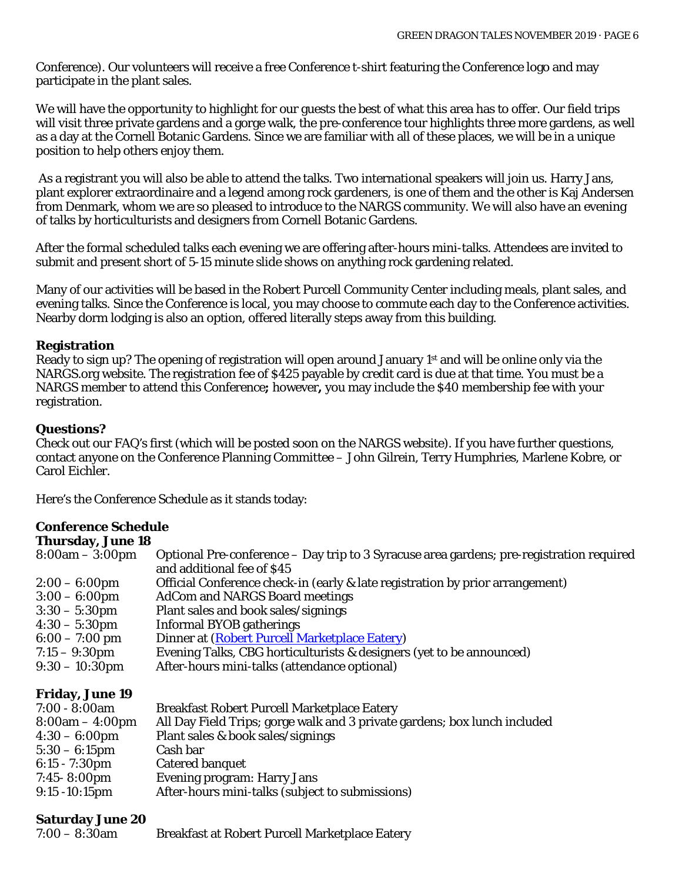Conference). Our volunteers will receive a free Conference t-shirt featuring the Conference logo and may participate in the plant sales.

We will have the opportunity to highlight for our guests the best of what this area has to offer. Our field trips will visit three private gardens and a gorge walk, the pre-conference tour highlights three more gardens, as well as a day at the Cornell Botanic Gardens. Since we are familiar with all of these places, we will be in a unique position to help others enjoy them.

As a registrant you will also be able to attend the talks. Two international speakers will join us. Harry Jans, plant explorer extraordinaire and a legend among rock gardeners, is one of them and the other is Kaj Andersen from Denmark, whom we are so pleased to introduce to the NARGS community. We will also have an evening of talks by horticulturists and designers from Cornell Botanic Gardens.

After the formal scheduled talks each evening we are offering after-hours mini-talks. Attendees are invited to submit and present short of 5-15 minute slide shows on anything rock gardening related.

Many of our activities will be based in the Robert Purcell Community Center including meals, plant sales, and evening talks. Since the Conference is local, you may choose to commute each day to the Conference activities. Nearby dorm lodging is also an option, offered literally steps away from this building.

### Registration

Ready to sign up? The opening of registration will open around January 1st and will be online only via the NARGS.org website. The registration fee of $425 payable by credit card is due at that time. You must be a NARGS member to attend this Conference**;** however**,** you may include the $40 membership fee with your registration.

### Questions?

Check out our FAQ's first (which will be posted soon on the NARGS website). If you have further questions, contact anyone on the Conference Planning Committee – John Gilrein, Terry Humphries, Marlene Kobre, or Carol Eichler.

Here's the Conference Schedule as it stands today:

### Conference Schedule

**Thursday, June 18**

| | |
|---|---|
| 8:00am – 3:00pm | Optional Pre-conference – Day trip to 3 Syracuse area gardens; pre-registration required and additional fee of $45 |
| 2:00 – 6:00pm | Official Conference check-in (early & late registration by prior arrangement) |
| 3:00 – 6:00pm | AdCom and NARGS Board meetings |
| 3:30 – 5:30pm | Plant sales and book sales/signings |
| 4:30 – 5:30pm | Informal BYOB gatherings |
| 6:00 – 7:00 pm | Dinner at (Robert Purcell Marketplace Eatery) |
| 7:15 – 9:30pm | Evening Talks, CBG horticulturists & designers (yet to be announced) |
| 9:30 – 10:30pm | After-hours mini-talks (attendance optional) |

**Friday, June 19**

| | |
|---|---|
| 7:00 - 8:00am | Breakfast Robert Purcell Marketplace Eatery |
| 8:00am – 4:00pm | All Day Field Trips; gorge walk and 3 private gardens; box lunch included |
| 4:30 – 6:00pm | Plant sales & book sales/signings |
| 5:30 – 6:15pm | Cash bar |
| 6:15 - 7:30pm | Catered banquet |
| 7:45- 8:00pm | Evening program: Harry Jans |
| 9:15 -10:15pm | After-hours mini-talks (subject to submissions) |

**Saturday June 20**

| | |
|---|---|
| 7:00 – 8:30am | Breakfast at Robert Purcell Marketplace Eatery |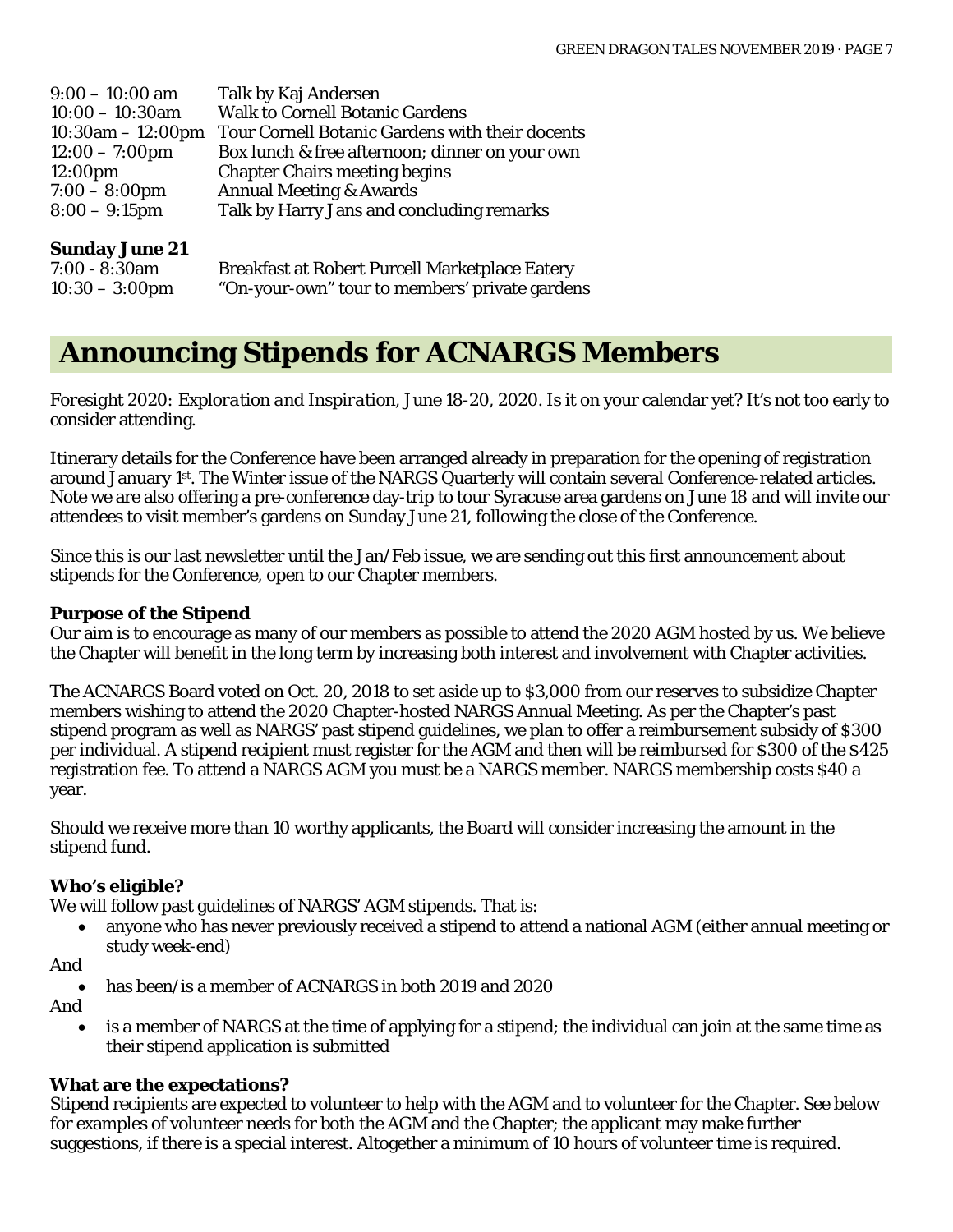| | |
|---|---|
| 9:00 – 10:00 am | Talk by Kaj Andersen |
| 10:00 – 10:30am | Walk to Cornell Botanic Gardens |
| 10:30am – 12:00pm | Tour Cornell Botanic Gardens with their docents |
| 12:00 – 7:00pm | Box lunch & free afternoon; dinner on your own |
| 12:00pm | Chapter Chairs meeting begins |
| 7:00 – 8:00pm | Annual Meeting & Awards |
| 8:00 – 9:15pm | Talk by Harry Jans and concluding remarks |

**Sunday June 21**

| | |
|---|---|
| 7:00 - 8:30am | Breakfast at Robert Purcell Marketplace Eatery |
| 10:30 – 3:00pm | "On-your-own" tour to members' private gardens |

# Announcing Stipends for ACNARGS Members

*Foresight 2020: Exploration and Inspiration,* June 18-20, 2020. Is it on your calendar yet? It's not too early to consider attending.

Itinerary details for the Conference have been arranged already in preparation for the opening of registration around January 1st. The Winter issue of the NARGS Quarterly will contain several Conference-related articles. Note we are also offering a pre-conference day-trip to tour Syracuse area gardens on June 18 and will invite our attendees to visit member's gardens on Sunday June 21, following the close of the Conference.

Since this is our last newsletter until the Jan/Feb issue, we are sending out this first announcement about stipends for the Conference, open to our Chapter members.

**Purpose of the Stipend**

Our aim is to encourage as many of our members as possible to attend the 2020 AGM hosted by us. We believe the Chapter will benefit in the long term by increasing both interest and involvement with Chapter activities.

The ACNARGS Board voted on Oct. 20, 2018 to set aside up to $3,000 from our reserves to subsidize Chapter members wishing to attend the 2020 Chapter-hosted NARGS Annual Meeting. As per the Chapter's past stipend program as well as NARGS' past stipend guidelines, we plan to offer a reimbursement subsidy of $300 per individual. A stipend recipient must register for the AGM and then will be reimbursed for $300 of the $425 registration fee. To attend a NARGS AGM you must be a NARGS member. NARGS membership costs $40 a year.

Should we receive more than 10 worthy applicants, the Board will consider increasing the amount in the stipend fund.

**Who's eligible?**

We will follow past guidelines of NARGS' AGM stipends. That is:

- anyone who has never previously received a stipend to attend a national AGM (either annual meeting or study week-end)

And

- has been/is a member of ACNARGS in both 2019 and 2020

And

- is a member of NARGS at the time of applying for a stipend; the individual can join at the same time as their stipend application is submitted

**What are the expectations?**

Stipend recipients are expected to volunteer to help with the AGM and to volunteer for the Chapter. See below for examples of volunteer needs for both the AGM and the Chapter; the applicant may make further suggestions, if there is a special interest. Altogether a minimum of 10 hours of volunteer time is required.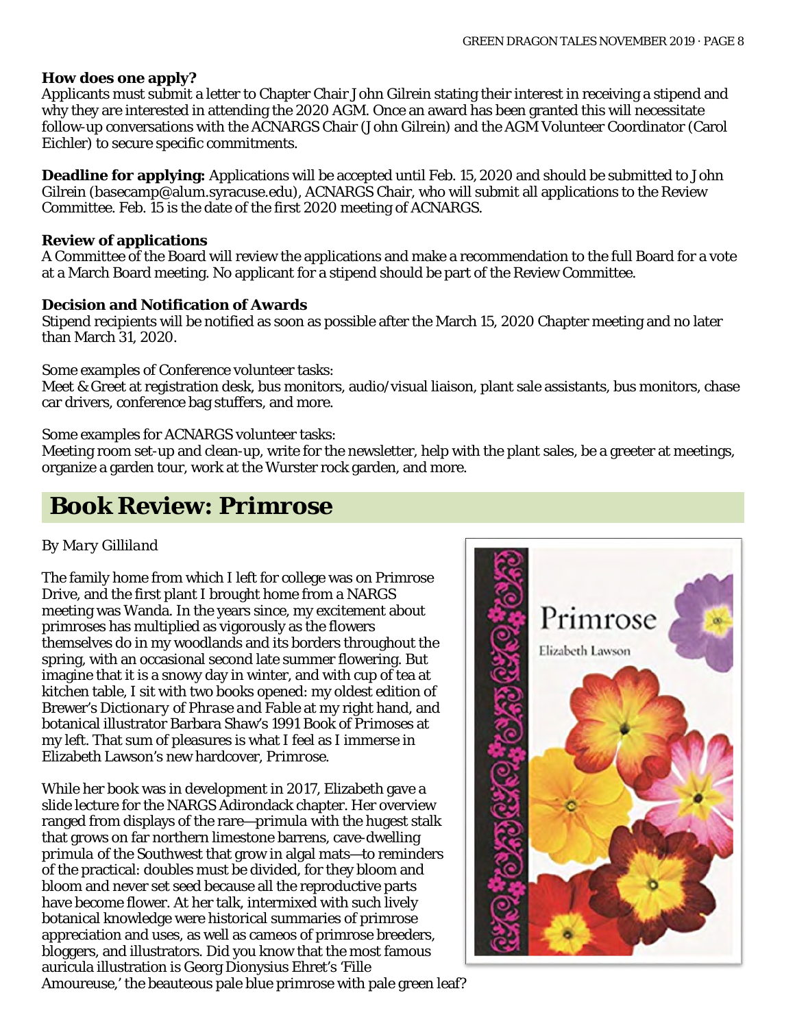**How does one apply?**
Applicants must submit a letter to Chapter Chair John Gilrein stating their interest in receiving a stipend and why they are interested in attending the 2020 AGM. Once an award has been granted this will necessitate follow-up conversations with the ACNARGS Chair (John Gilrein) and the AGM Volunteer Coordinator (Carol Eichler) to secure specific commitments.

**Deadline for applying:** Applications will be accepted until Feb. 15, 2020 and should be submitted to John Gilrein (basecamp@alum.syracuse.edu), ACNARGS Chair, who will submit all applications to the Review Committee. Feb. 15 is the date of the first 2020 meeting of ACNARGS.

**Review of applications**
A Committee of the Board will review the applications and make a recommendation to the full Board for a vote at a March Board meeting. No applicant for a stipend should be part of the Review Committee.

**Decision and Notification of Awards**
Stipend recipients will be notified as soon as possible after the March 15, 2020 Chapter meeting and no later than March 31, 2020.

Some examples of Conference volunteer tasks:
Meet & Greet at registration desk, bus monitors, audio/visual liaison, plant sale assistants, bus monitors, chase car drivers, conference bag stuffers, and more.

Some examples for ACNARGS volunteer tasks:
Meeting room set-up and clean-up, write for the newsletter, help with the plant sales, be a greeter at meetings, organize a garden tour, work at the Wurster rock garden, and more.

## Book Review: Primrose

*By Mary Gilliland*

The family home from which I left for college was on Primrose Drive, and the first plant I brought home from a NARGS meeting was Wanda. In the years since, my excitement about primroses has multiplied as vigorously as the flowers themselves do in my woodlands and its borders throughout the spring, with an occasional second late summer flowering. But imagine that it is a snowy day in winter, and with cup of tea at kitchen table, I sit with two books opened: my oldest edition of Brewer's *Dictionary of Phrase and Fable* at my right hand, and botanical illustrator Barbara Shaw's 1991 Book of Primoses at my left. That sum of pleasures is what I feel as I immerse in Elizabeth Lawson's new hardcover, *Primrose*.

While her book was in development in 2017, Elizabeth gave a slide lecture for the NARGS Adirondack chapter. Her overview ranged from displays of the rare—primula with the hugest stalk that grows on far northern limestone barrens, cave-dwelling primula of the Southwest that grow in algal mats—to reminders of the practical: doubles must be divided, for they bloom and bloom and never set seed because all the reproductive parts have become flower. At her talk, intermixed with such lively botanical knowledge were historical summaries of primrose appreciation and uses, as well as cameos of primrose breeders, bloggers, and illustrators. Did you know that the most famous auricula illustration is Georg Dionysius Ehret's 'Fille Amoureuse,' the beauteous pale blue primrose with pale green leaf?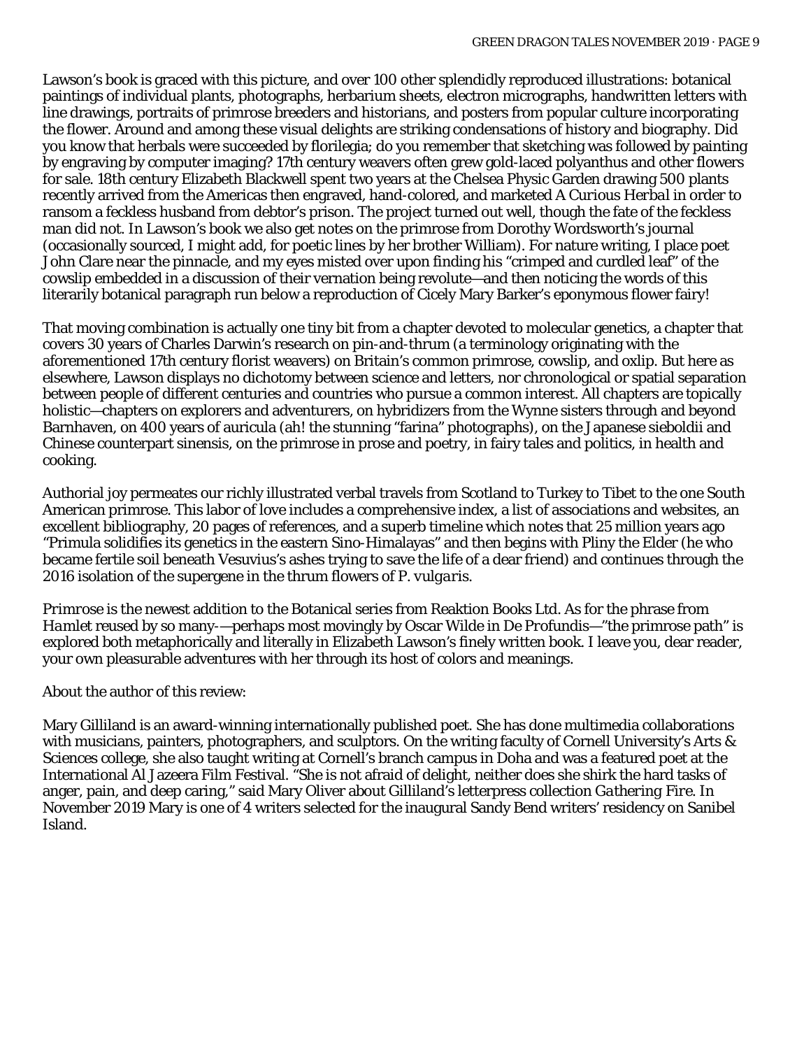Lawson's book is graced with this picture, and over 100 other splendidly reproduced illustrations: botanical paintings of individual plants, photographs, herbarium sheets, electron micrographs, handwritten letters with line drawings, portraits of primrose breeders and historians, and posters from popular culture incorporating the flower. Around and among these visual delights are striking condensations of history and biography. Did you know that herbals were succeeded by florilegia; do you remember that sketching was followed by painting by engraving by computer imaging? 17th century weavers often grew gold-laced polyanthus and other flowers for sale. 18th century Elizabeth Blackwell spent two years at the Chelsea Physic Garden drawing 500 plants recently arrived from the Americas then engraved, hand-colored, and marketed *A Curious Herbal* in order to ransom a feckless husband from debtor's prison. The project turned out well, though the fate of the feckless man did not. In Lawson's book we also get notes on the primrose from Dorothy Wordsworth's journal (occasionally sourced, I might add, for poetic lines by her brother William). For nature writing, I place poet John Clare near the pinnacle, and my eyes misted over upon finding his "crimped and curdled leaf" of the cowslip embedded in a discussion of their vernation being revolute—and then noticing the words of this literarily botanical paragraph run below a reproduction of Cicely Mary Barker's eponymous flower fairy!

That moving combination is actually one tiny bit from a chapter devoted to molecular genetics, a chapter that covers 30 years of Charles Darwin's research on pin-and-thrum (a terminology originating with the aforementioned 17th century florist weavers) on Britain's common primrose, cowslip, and oxlip. But here as elsewhere, Lawson displays no dichotomy between science and letters, nor chronological or spatial separation between people of different centuries and countries who pursue a common interest. All chapters are topically holistic—chapters on explorers and adventurers, on hybridizers from the Wynne sisters through and beyond Barnhaven, on 400 years of auricula (ah! the stunning "farina" photographs), on the Japanese sieboldii and Chinese counterpart sinensis, on the primrose in prose and poetry, in fairy tales and politics, in health and cooking.

Authorial joy permeates our richly illustrated verbal travels from Scotland to Turkey to Tibet to the one South American primrose. This labor of love includes a comprehensive index, a list of associations and websites, an excellent bibliography, 20 pages of references, and a superb timeline which notes that 25 million years ago "Primula solidifies its genetics in the eastern Sino-Himalayas" and then begins with Pliny the Elder (he who became fertile soil beneath Vesuvius's ashes trying to save the life of a dear friend) and continues through the 2016 isolation of the supergene in the thrum flowers of *P. vulgaris*.

*Primrose* is the newest addition to the Botanical series from Reaktion Books Ltd. As for the phrase from *Hamlet* reused by so many-—perhaps most movingly by Oscar Wilde in *De Profundis*—"the primrose path" is explored both metaphorically and literally in Elizabeth Lawson's finely written book. I leave you, dear reader, your own pleasurable adventures with her through its host of colors and meanings.

About the author of this review:

Mary Gilliland is an award-winning internationally published poet. She has done multimedia collaborations with musicians, painters, photographers, and sculptors. On the writing faculty of Cornell University's Arts & Sciences college, she also taught writing at Cornell's branch campus in Doha and was a featured poet at the International Al Jazeera Film Festival. "She is not afraid of delight, neither does she shirk the hard tasks of anger, pain, and deep caring," said Mary Oliver about Gilliland's letterpress collection *Gathering Fire*. In November 2019 Mary is one of 4 writers selected for the inaugural Sandy Bend writers' residency on Sanibel Island.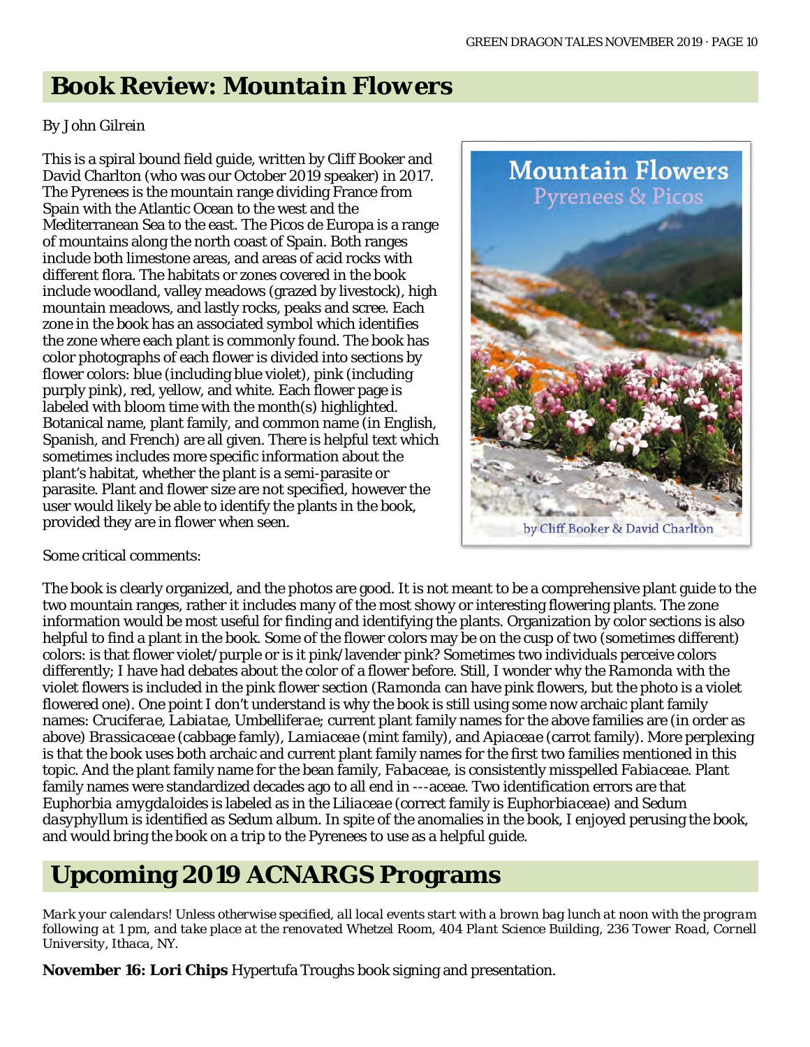## Book Review: *Mountain Flowers*

By John Gilrein

This is a spiral bound field guide, written by Cliff Booker and David Charlton (who was our October 2019 speaker) in 2017. The Pyrenees is the mountain range dividing France from Spain with the Atlantic Ocean to the west and the Mediterranean Sea to the east. The Picos de Europa is a range of mountains along the north coast of Spain. Both ranges include both limestone areas, and areas of acid rocks with different flora. The habitats or zones covered in the book include woodland, valley meadows (grazed by livestock), high mountain meadows, and lastly rocks, peaks and scree. Each zone in the book has an associated symbol which identifies the zone where each plant is commonly found. The book has color photographs of each flower is divided into sections by flower colors: blue (including blue violet), pink (including purply pink), red, yellow, and white. Each flower page is labeled with bloom time with the month(s) highlighted. Botanical name, plant family, and common name (in English, Spanish, and French) are all given. There is helpful text which sometimes includes more specific information about the plant's habitat, whether the plant is a semi-parasite or parasite. Plant and flower size are not specified, however the user would likely be able to identify the plants in the book, provided they are in flower when seen.

Some critical comments:

The book is clearly organized, and the photos are good. It is not meant to be a comprehensive plant guide to the two mountain ranges, rather it includes many of the most showy or interesting flowering plants. The zone information would be most useful for finding and identifying the plants. Organization by color sections is also helpful to find a plant in the book. Some of the flower colors may be on the cusp of two (sometimes different) colors: is that flower violet/purple or is it pink/lavender pink? Sometimes two individuals perceive colors differently; I have had debates about the color of a flower before. Still, I wonder why the *Ramonda* with the violet flowers is included in the pink flower section (*Ramonda* can have pink flowers, but the photo is a violet flowered one). One point I don't understand is why the book is still using some now archaic plant family names: *Cruciferae*, *Labiatae*, *Umbelliferae*; current plant family names for the above families are (in order as above) *Brassicaceae* (cabbage famly), *Lamiaceae* (mint family), and *Apiaceae* (carrot family). More perplexing is that the book uses both archaic and current plant family names for the first two families mentioned in this topic. And the plant family name for the bean family, *Fabaceae*, is consistently misspelled *Fabiaceae*. Plant family names were standardized decades ago to all end in ---aceae. Two identification errors are that *Euphorbia amygdaloides* is labeled as in the *Liliaceae* (correct family is *Euphorbiaceae*) and *Sedum dasyphyllum* is identified as *Sedum album*. In spite of the anomalies in the book, I enjoyed perusing the book, and would bring the book on a trip to the Pyrenees to use as a helpful guide.

## Upcoming 2019 ACNARGS Programs

*Mark your calendars! Unless otherwise specified, all local events start with a brown bag lunch at noon with the program following at 1 pm, and take place at the renovated Whetzel Room, 404 Plant Science Building, 236 Tower Road, Cornell University, Ithaca, NY.*

**November 16: Lori Chips** Hypertufa Troughs book signing and presentation.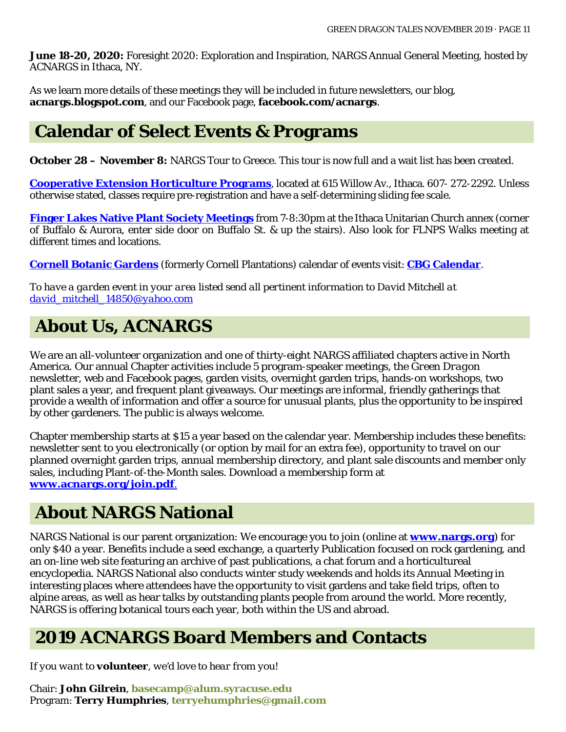**June 18-20, 2020:** Foresight 2020: Exploration and Inspiration, NARGS Annual General Meeting, hosted by ACNARGS in Ithaca, NY.

As we learn more details of these meetings they will be included in future newsletters, our blog, **acnargs.blogspot.com**, and our Facebook page, **facebook.com/acnargs**.

## Calendar of Select Events & Programs

**October 28 – November 8:** NARGS Tour to Greece. This tour is now full and a wait list has been created.

**Cooperative Extension Horticulture Programs**, located at 615 Willow Av., Ithaca. 607- 272-2292. Unless otherwise stated, classes require pre-registration and have a self-determining sliding fee scale.

**Finger Lakes Native Plant Society Meetings** from 7-8:30pm at the Ithaca Unitarian Church annex (corner of Buffalo & Aurora, enter side door on Buffalo St. & up the stairs). Also look for FLNPS Walks meeting at different times and locations.

**Cornell Botanic Gardens** (formerly Cornell Plantations) calendar of events visit: **CBG Calendar**.

*To have a garden event in your area listed send all pertinent information to David Mitchell at david_mitchell_14850@yahoo.com*

## About Us, ACNARGS

We are an all-volunteer organization and one of thirty-eight NARGS affiliated chapters active in North America. Our annual Chapter activities include 5 program-speaker meetings, the *Green Dragon* newsletter, web and Facebook pages, garden visits, overnight garden trips, hands-on workshops, two plant sales a year, and frequent plant giveaways. Our meetings are informal, friendly gatherings that provide a wealth of information and offer a source for unusual plants, plus the opportunity to be inspired by other gardeners. The public is always welcome.

Chapter membership starts at $15 a year based on the calendar year. Membership includes these benefits: newsletter sent to you electronically (or option by mail for an extra fee), opportunity to travel on our planned overnight garden trips, annual membership directory, and plant sale discounts and member only sales, including Plant-of-the-Month sales. Download a membership form at **www.acnargs.org/join.pdf**.

## About NARGS National

NARGS National is our parent organization: We encourage you to join (online at **www.nargs.org**) for only $40 a year. Benefits include a seed exchange, a quarterly Publication focused on rock gardening, and an on-line web site featuring an archive of past publications, a chat forum and a horticultureal encyclopedia. NARGS National also conducts winter study weekends and holds its Annual Meeting in interesting places where attendees have the opportunity to visit gardens and take field trips, often to alpine areas, as well as hear talks by outstanding plants people from around the world. More recently, NARGS is offering botanical tours each year, both within the US and abroad.

## 2019 ACNARGS Board Members and Contacts

*If you want to **volunteer**, we'd love to hear from you!*

Chair: **John Gilrein**, **basecamp@alum.syracuse.edu**
Program: **Terry Humphries**, **terryehumphries@gmail.com**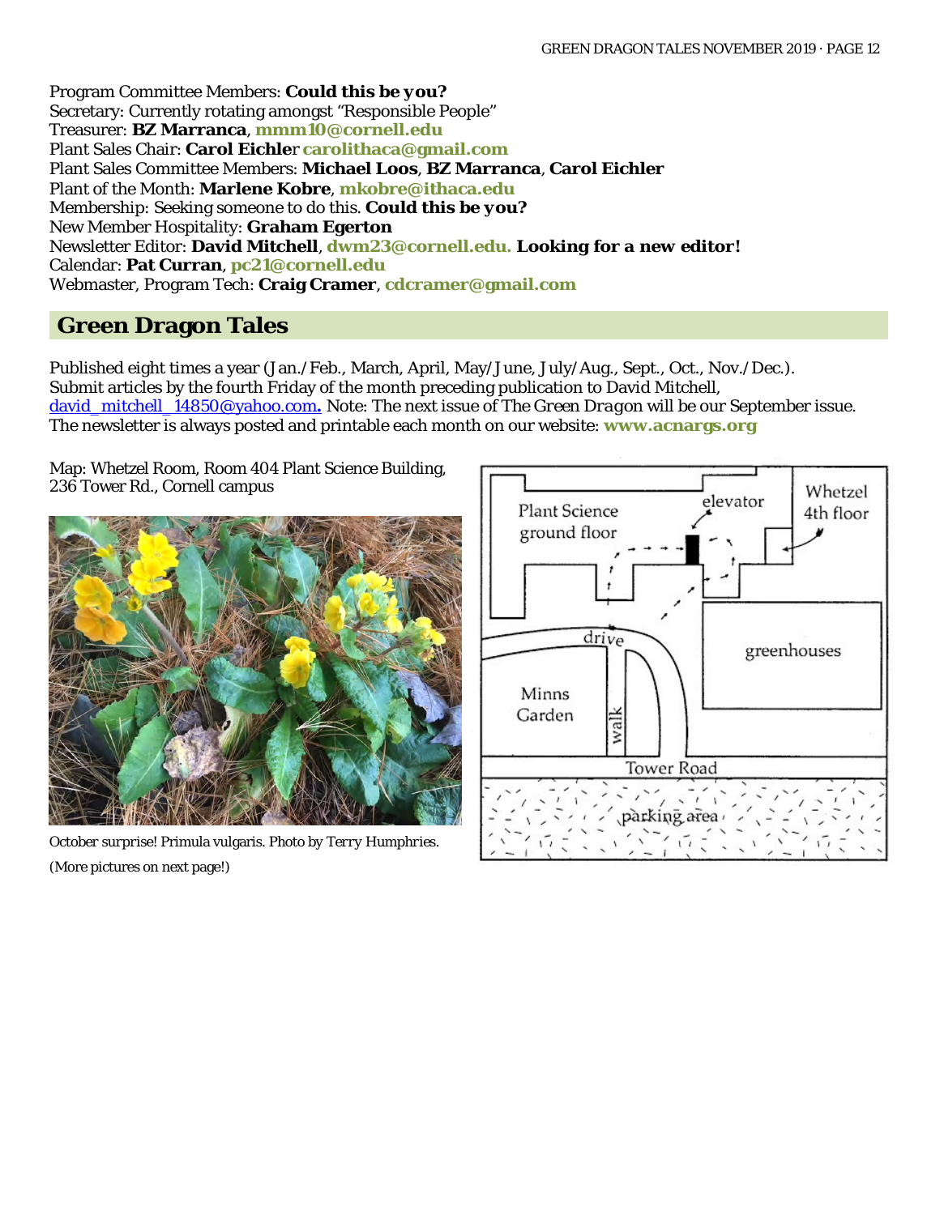Program Committee Members: **Could this be *you*?**
Secretary: Currently rotating amongst "Responsible People"
Treasurer: **BZ Marranca**, **mmm10@cornell.edu**
Plant Sales Chair: **Carol Eichler** **carolithaca@gmail.com**
Plant Sales Committee Members: **Michael Loos**, **BZ Marranca**, **Carol Eichler**
Plant of the Month: **Marlene Kobre**, **mkobre@ithaca.edu**
Membership: Seeking someone to do this. **Could this be *you*?**
New Member Hospitality: **Graham Egerton**
Newsletter Editor: **David Mitchell**, **dwm23@cornell.edu. Looking for a new editor!**
Calendar: **Pat Curran**, **pc21@cornell.edu**
Webmaster, Program Tech: **Craig Cramer**, **cdcramer@gmail.com**

## Green Dragon Tales

Published eight times a year (Jan./Feb., March, April, May/June, July/Aug., Sept., Oct., Nov./Dec.). Submit articles by the fourth Friday of the month preceding publication to David Mitchell, david_mitchell_14850@yahoo.com**.** Note: The next issue of *The Green Dragon* will be our September issue. The newsletter is always posted and printable each month on our website: **www.acnargs.org**

Map: Whetzel Room, Room 404 Plant Science Building, 236 Tower Rd., Cornell campus

October surprise! Primula vulgaris. Photo by Terry Humphries.

(More pictures on next page!)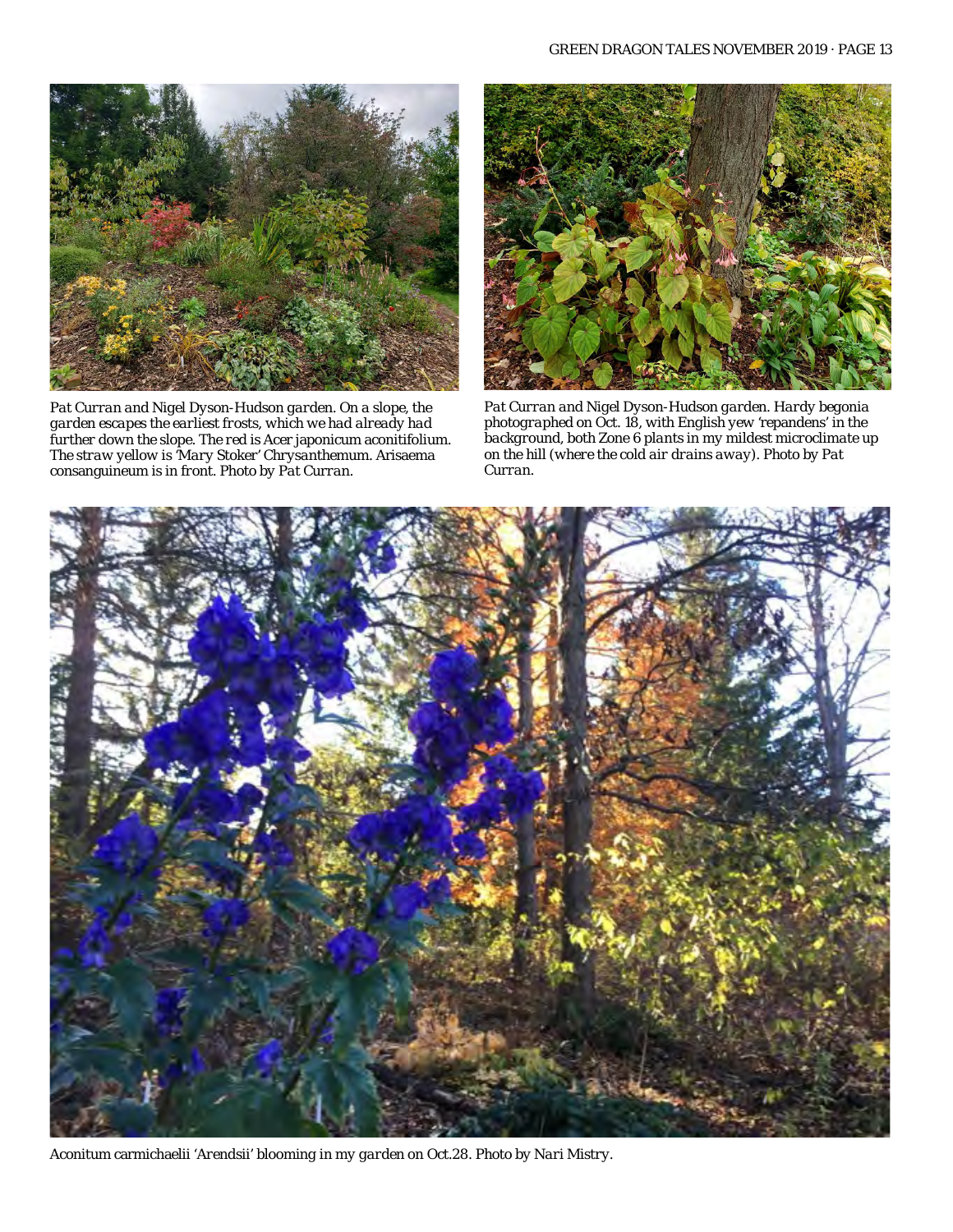*Pat Curran and Nigel Dyson-Hudson garden. On a slope, the garden escapes the earliest frosts, which we had already had further down the slope. The red is Acer japonicum aconitifolium. The straw yellow is 'Mary Stoker' Chrysanthemum. Arisaema consanguineum is in front. Photo by Pat Curran.*

*Pat Curran and Nigel Dyson-Hudson garden. Hardy begonia photographed on Oct. 18, with English yew 'repandens' in the background, both Zone 6 plants in my mildest microclimate up on the hill (where the cold air drains away). Photo by Pat Curran.*

*Aconitum carmichaelii 'Arendsii' blooming in my garden on Oct.28. Photo by Nari Mistry.*